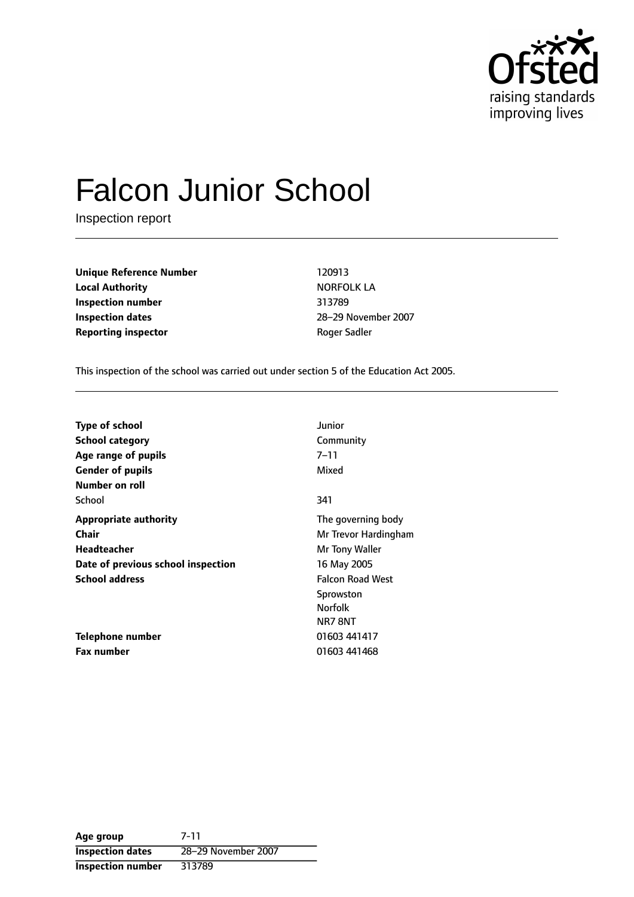# Falcon Junior School

Inspection report

| | |
|---|---|
| **Unique Reference Number** | 120913 |
| **Local Authority** | NORFOLK LA |
| **Inspection number** | 313789 |
| **Inspection dates** | 28–29 November 2007 |
| **Reporting inspector** | Roger Sadler |

This inspection of the school was carried out under section 5 of the Education Act 2005.

| | |
|---|---|
| **Type of school** | Junior |
| **School category** | Community |
| **Age range of pupils** | 7–11 |
| **Gender of pupils** | Mixed |
| **Number on roll** | |
| School | 341 |
| **Appropriate authority** | The governing body |
| **Chair** | Mr Trevor Hardingham |
| **Headteacher** | Mr Tony Waller |
| **Date of previous school inspection** | 16 May 2005 |
| **School address** | Falcon Road West<br>Sprowston<br>Norfolk<br>NR7 8NT |
| **Telephone number** | 01603 441417 |
| **Fax number** | 01603 441468 |

| | |
|---|---|
| **Age group** | 7-11 |
| **Inspection dates** | 28–29 November 2007 |
| **Inspection number** | 313789 |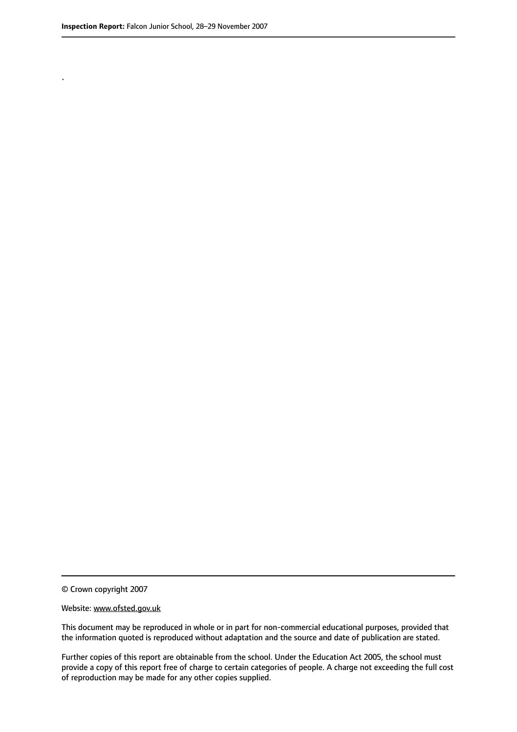.

© Crown copyright 2007

Website: www.ofsted.gov.uk

This document may be reproduced in whole or in part for non-commercial educational purposes, provided that the information quoted is reproduced without adaptation and the source and date of publication are stated.

Further copies of this report are obtainable from the school. Under the Education Act 2005, the school must provide a copy of this report free of charge to certain categories of people. A charge not exceeding the full cost of reproduction may be made for any other copies supplied.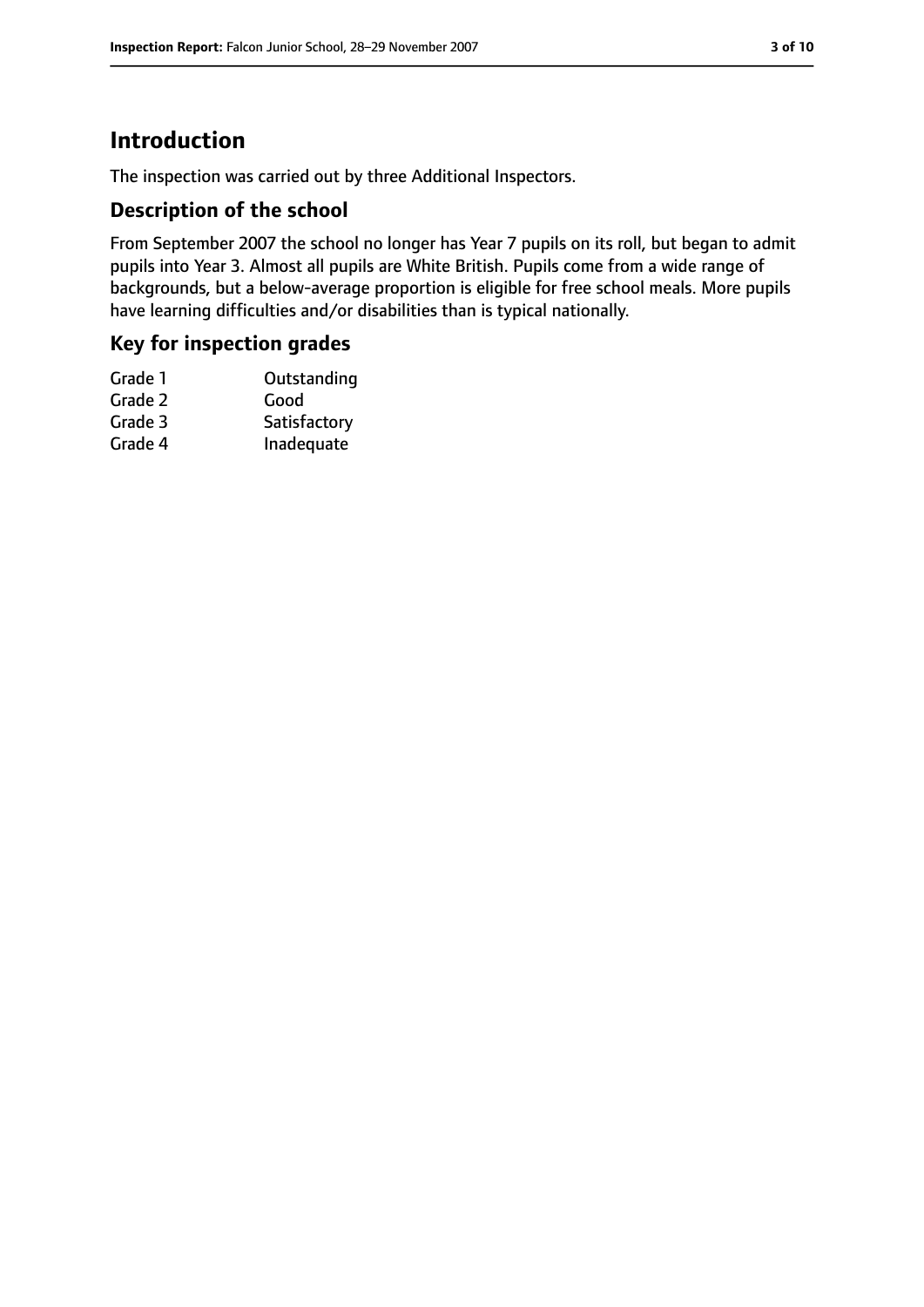# Introduction

The inspection was carried out by three Additional Inspectors.

## Description of the school

From September 2007 the school no longer has Year 7 pupils on its roll, but began to admit pupils into Year 3. Almost all pupils are White British. Pupils come from a wide range of backgrounds, but a below-average proportion is eligible for free school meals. More pupils have learning difficulties and/or disabilities than is typical nationally.

## Key for inspection grades

| | |
|---|---|
| Grade 1 | Outstanding |
| Grade 2 | Good |
| Grade 3 | Satisfactory |
| Grade 4 | Inadequate |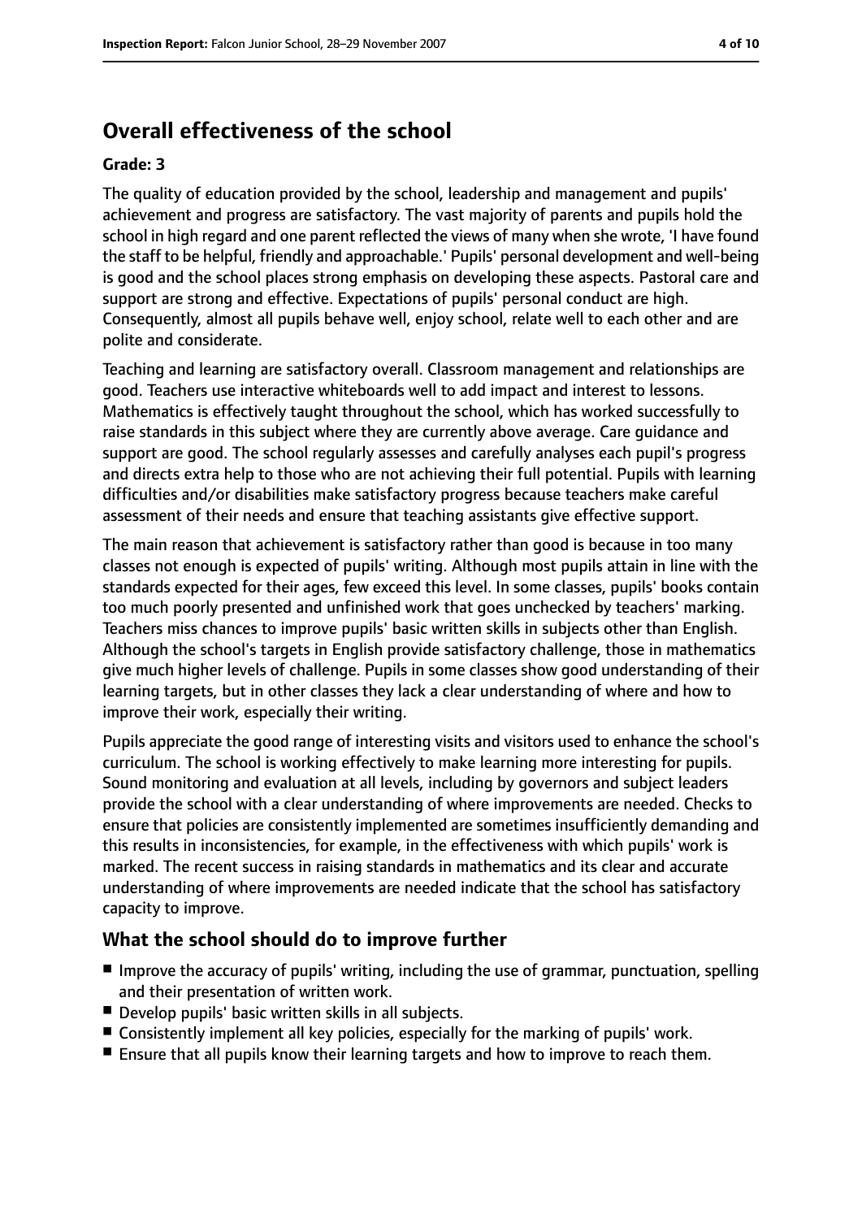## Overall effectiveness of the school

**Grade: 3**

The quality of education provided by the school, leadership and management and pupils' achievement and progress are satisfactory. The vast majority of parents and pupils hold the school in high regard and one parent reflected the views of many when she wrote, 'I have found the staff to be helpful, friendly and approachable.' Pupils' personal development and well-being is good and the school places strong emphasis on developing these aspects. Pastoral care and support are strong and effective. Expectations of pupils' personal conduct are high. Consequently, almost all pupils behave well, enjoy school, relate well to each other and are polite and considerate.

Teaching and learning are satisfactory overall. Classroom management and relationships are good. Teachers use interactive whiteboards well to add impact and interest to lessons. Mathematics is effectively taught throughout the school, which has worked successfully to raise standards in this subject where they are currently above average. Care guidance and support are good. The school regularly assesses and carefully analyses each pupil's progress and directs extra help to those who are not achieving their full potential. Pupils with learning difficulties and/or disabilities make satisfactory progress because teachers make careful assessment of their needs and ensure that teaching assistants give effective support.

The main reason that achievement is satisfactory rather than good is because in too many classes not enough is expected of pupils' writing. Although most pupils attain in line with the standards expected for their ages, few exceed this level. In some classes, pupils' books contain too much poorly presented and unfinished work that goes unchecked by teachers' marking. Teachers miss chances to improve pupils' basic written skills in subjects other than English. Although the school's targets in English provide satisfactory challenge, those in mathematics give much higher levels of challenge. Pupils in some classes show good understanding of their learning targets, but in other classes they lack a clear understanding of where and how to improve their work, especially their writing.

Pupils appreciate the good range of interesting visits and visitors used to enhance the school's curriculum. The school is working effectively to make learning more interesting for pupils. Sound monitoring and evaluation at all levels, including by governors and subject leaders provide the school with a clear understanding of where improvements are needed. Checks to ensure that policies are consistently implemented are sometimes insufficiently demanding and this results in inconsistencies, for example, in the effectiveness with which pupils' work is marked. The recent success in raising standards in mathematics and its clear and accurate understanding of where improvements are needed indicate that the school has satisfactory capacity to improve.

### What the school should do to improve further

- Improve the accuracy of pupils' writing, including the use of grammar, punctuation, spelling and their presentation of written work.
- Develop pupils' basic written skills in all subjects.
- Consistently implement all key policies, especially for the marking of pupils' work.
- Ensure that all pupils know their learning targets and how to improve to reach them.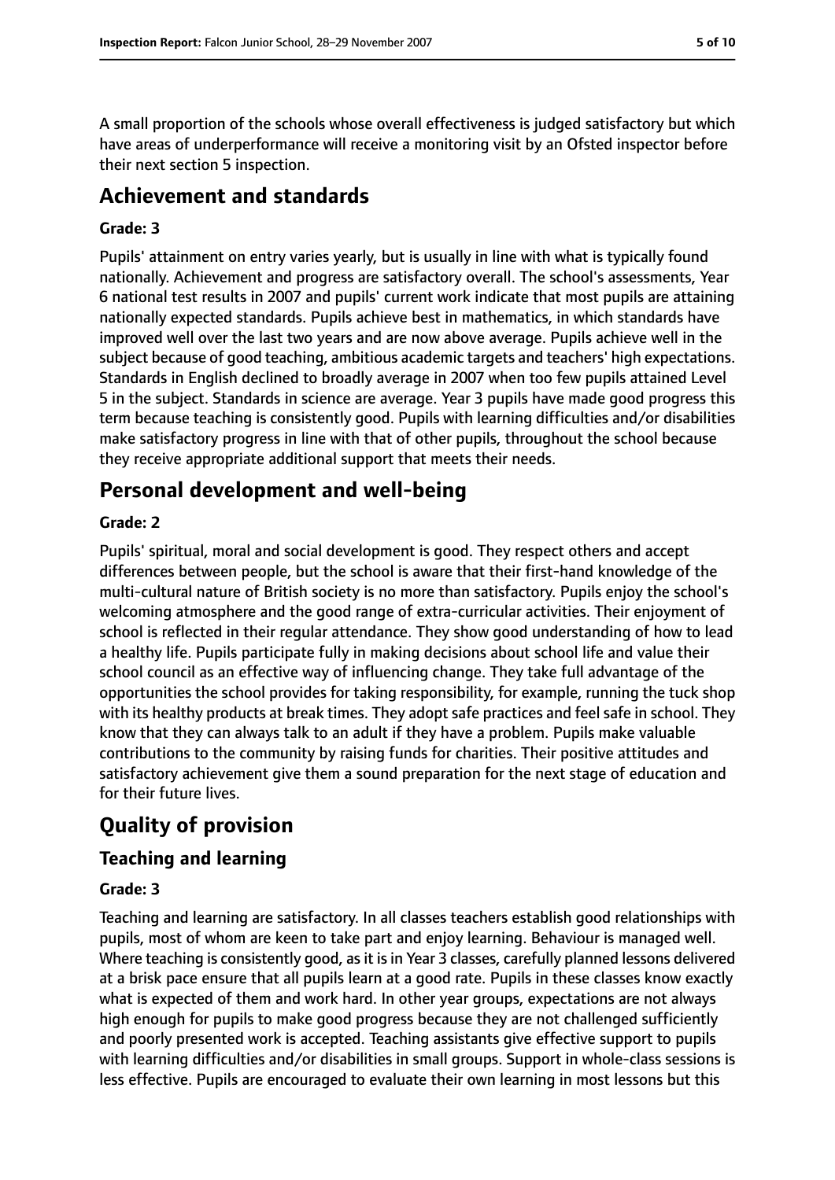A small proportion of the schools whose overall effectiveness is judged satisfactory but which have areas of underperformance will receive a monitoring visit by an Ofsted inspector before their next section 5 inspection.

# Achievement and standards

### Grade: 3

Pupils' attainment on entry varies yearly, but is usually in line with what is typically found nationally. Achievement and progress are satisfactory overall. The school's assessments, Year 6 national test results in 2007 and pupils' current work indicate that most pupils are attaining nationally expected standards. Pupils achieve best in mathematics, in which standards have improved well over the last two years and are now above average. Pupils achieve well in the subject because of good teaching, ambitious academic targets and teachers' high expectations. Standards in English declined to broadly average in 2007 when too few pupils attained Level 5 in the subject. Standards in science are average. Year 3 pupils have made good progress this term because teaching is consistently good. Pupils with learning difficulties and/or disabilities make satisfactory progress in line with that of other pupils, throughout the school because they receive appropriate additional support that meets their needs.

# Personal development and well-being

### Grade: 2

Pupils' spiritual, moral and social development is good. They respect others and accept differences between people, but the school is aware that their first-hand knowledge of the multi-cultural nature of British society is no more than satisfactory. Pupils enjoy the school's welcoming atmosphere and the good range of extra-curricular activities. Their enjoyment of school is reflected in their regular attendance. They show good understanding of how to lead a healthy life. Pupils participate fully in making decisions about school life and value their school council as an effective way of influencing change. They take full advantage of the opportunities the school provides for taking responsibility, for example, running the tuck shop with its healthy products at break times. They adopt safe practices and feel safe in school. They know that they can always talk to an adult if they have a problem. Pupils make valuable contributions to the community by raising funds for charities. Their positive attitudes and satisfactory achievement give them a sound preparation for the next stage of education and for their future lives.

# Quality of provision

## Teaching and learning

### Grade: 3

Teaching and learning are satisfactory. In all classes teachers establish good relationships with pupils, most of whom are keen to take part and enjoy learning. Behaviour is managed well. Where teaching is consistently good, as it is in Year 3 classes, carefully planned lessons delivered at a brisk pace ensure that all pupils learn at a good rate. Pupils in these classes know exactly what is expected of them and work hard. In other year groups, expectations are not always high enough for pupils to make good progress because they are not challenged sufficiently and poorly presented work is accepted. Teaching assistants give effective support to pupils with learning difficulties and/or disabilities in small groups. Support in whole-class sessions is less effective. Pupils are encouraged to evaluate their own learning in most lessons but this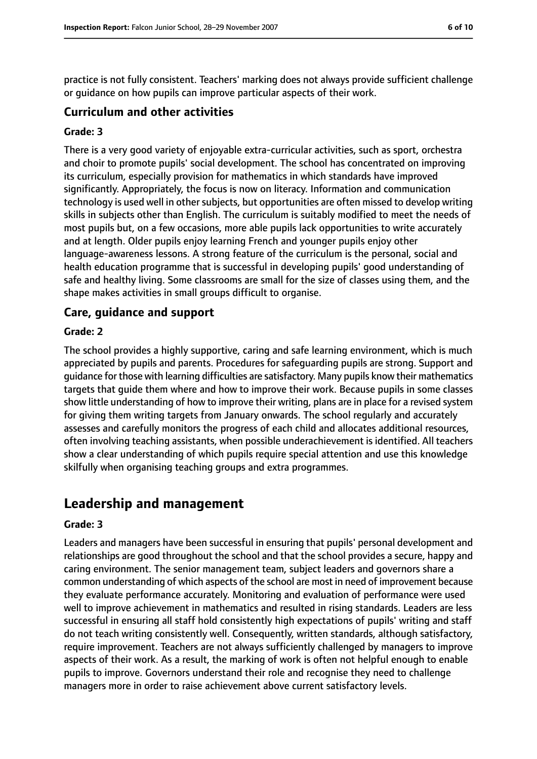practice is not fully consistent. Teachers' marking does not always provide sufficient challenge or guidance on how pupils can improve particular aspects of their work.

### Curriculum and other activities

#### Grade: 3

There is a very good variety of enjoyable extra-curricular activities, such as sport, orchestra and choir to promote pupils' social development. The school has concentrated on improving its curriculum, especially provision for mathematics in which standards have improved significantly. Appropriately, the focus is now on literacy. Information and communication technology is used well in other subjects, but opportunities are often missed to develop writing skills in subjects other than English. The curriculum is suitably modified to meet the needs of most pupils but, on a few occasions, more able pupils lack opportunities to write accurately and at length. Older pupils enjoy learning French and younger pupils enjoy other language-awareness lessons. A strong feature of the curriculum is the personal, social and health education programme that is successful in developing pupils' good understanding of safe and healthy living. Some classrooms are small for the size of classes using them, and the shape makes activities in small groups difficult to organise.

### Care, guidance and support

#### Grade: 2

The school provides a highly supportive, caring and safe learning environment, which is much appreciated by pupils and parents. Procedures for safeguarding pupils are strong. Support and guidance for those with learning difficulties are satisfactory. Many pupils know their mathematics targets that guide them where and how to improve their work. Because pupils in some classes show little understanding of how to improve their writing, plans are in place for a revised system for giving them writing targets from January onwards. The school regularly and accurately assesses and carefully monitors the progress of each child and allocates additional resources, often involving teaching assistants, when possible underachievement is identified. All teachers show a clear understanding of which pupils require special attention and use this knowledge skilfully when organising teaching groups and extra programmes.

## Leadership and management

#### Grade: 3

Leaders and managers have been successful in ensuring that pupils' personal development and relationships are good throughout the school and that the school provides a secure, happy and caring environment. The senior management team, subject leaders and governors share a common understanding of which aspects of the school are most in need of improvement because they evaluate performance accurately. Monitoring and evaluation of performance were used well to improve achievement in mathematics and resulted in rising standards. Leaders are less successful in ensuring all staff hold consistently high expectations of pupils' writing and staff do not teach writing consistently well. Consequently, written standards, although satisfactory, require improvement. Teachers are not always sufficiently challenged by managers to improve aspects of their work. As a result, the marking of work is often not helpful enough to enable pupils to improve. Governors understand their role and recognise they need to challenge managers more in order to raise achievement above current satisfactory levels.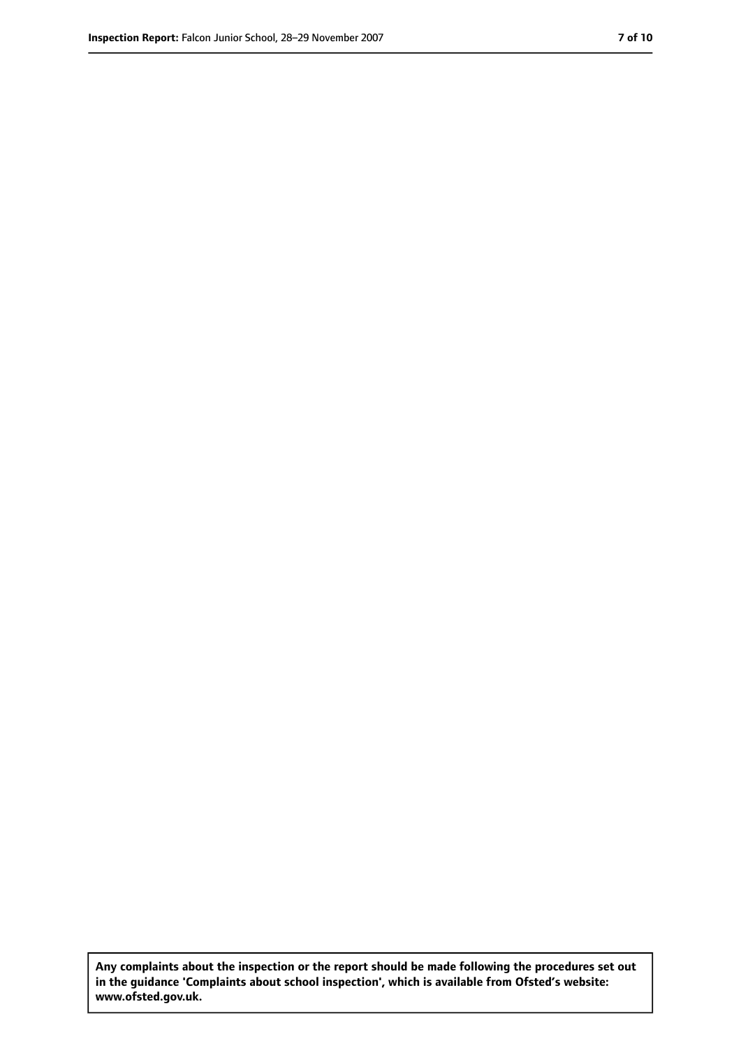**Any complaints about the inspection or the report should be made following the procedures set out in the guidance 'Complaints about school inspection', which is available from Ofsted's website: www.ofsted.gov.uk.**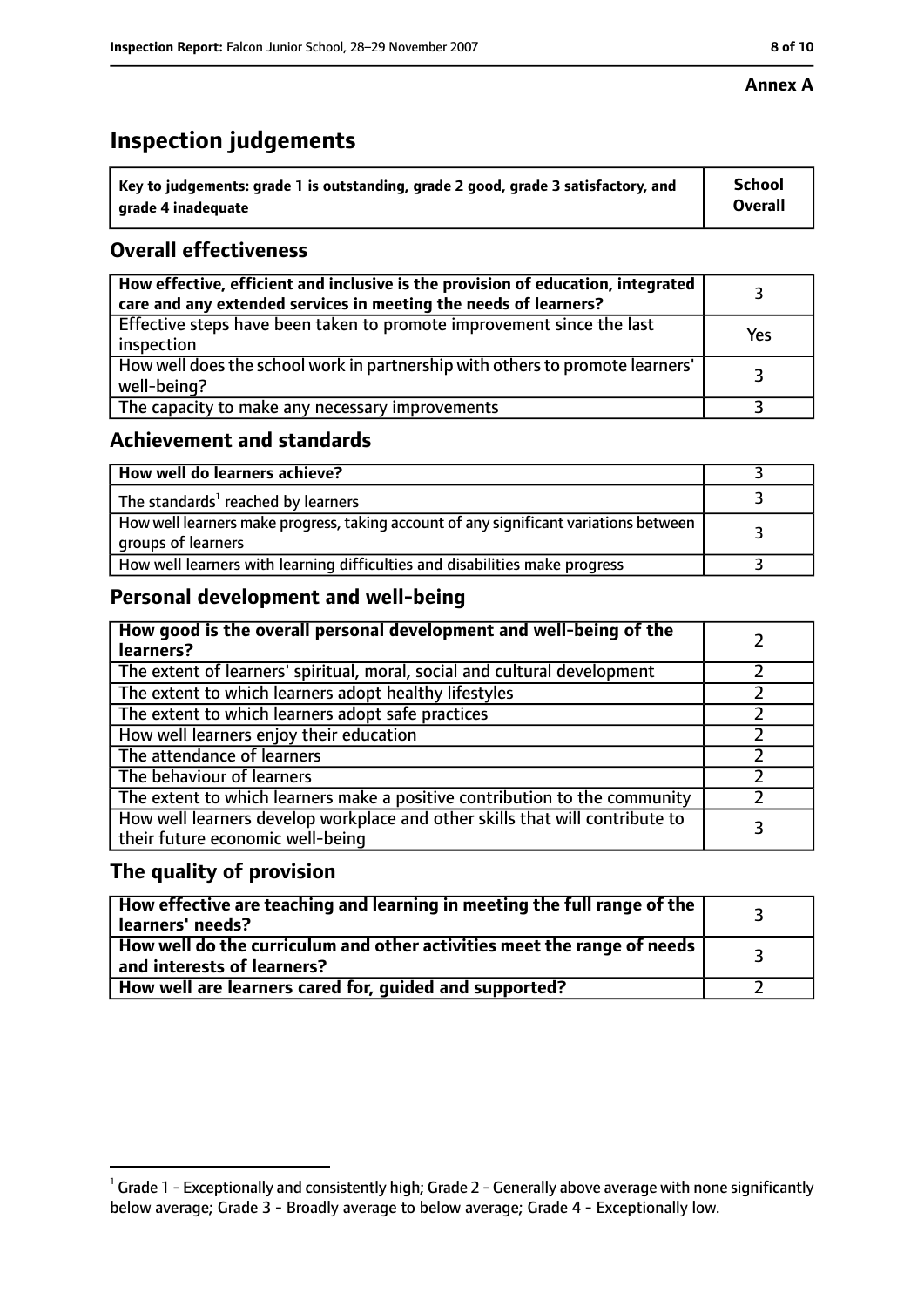**Annex A**

# Inspection judgements

| Key to judgements: grade 1 is outstanding, grade 2 good, grade 3 satisfactory, and grade 4 inadequate | School Overall |
|---|---|

## Overall effectiveness

| | |
|---|---|
| **How effective, efficient and inclusive is the provision of education, integrated care and any extended services in meeting the needs of learners?** | 3 |
| Effective steps have been taken to promote improvement since the last inspection | Yes |
| How well does the school work in partnership with others to promote learners' well-being? | 3 |
| The capacity to make any necessary improvements | 3 |

## Achievement and standards

| | |
|---|---|
| **How well do learners achieve?** | 3 |
| The standards[1] reached by learners | 3 |
| How well learners make progress, taking account of any significant variations between groups of learners | 3 |
| How well learners with learning difficulties and disabilities make progress | 3 |

## Personal development and well-being

| | |
|---|---|
| **How good is the overall personal development and well-being of the learners?** | 2 |
| The extent of learners' spiritual, moral, social and cultural development | 2 |
| The extent to which learners adopt healthy lifestyles | 2 |
| The extent to which learners adopt safe practices | 2 |
| How well learners enjoy their education | 2 |
| The attendance of learners | 2 |
| The behaviour of learners | 2 |
| The extent to which learners make a positive contribution to the community | 2 |
| How well learners develop workplace and other skills that will contribute to their future economic well-being | 3 |

## The quality of provision

| | |
|---|---|
| **How effective are teaching and learning in meeting the full range of the learners' needs?** | 3 |
| **How well do the curriculum and other activities meet the range of needs and interests of learners?** | 3 |
| **How well are learners cared for, guided and supported?** | 2 |

[1] Grade 1 - Exceptionally and consistently high; Grade 2 - Generally above average with none significantly below average; Grade 3 - Broadly average to below average; Grade 4 - Exceptionally low.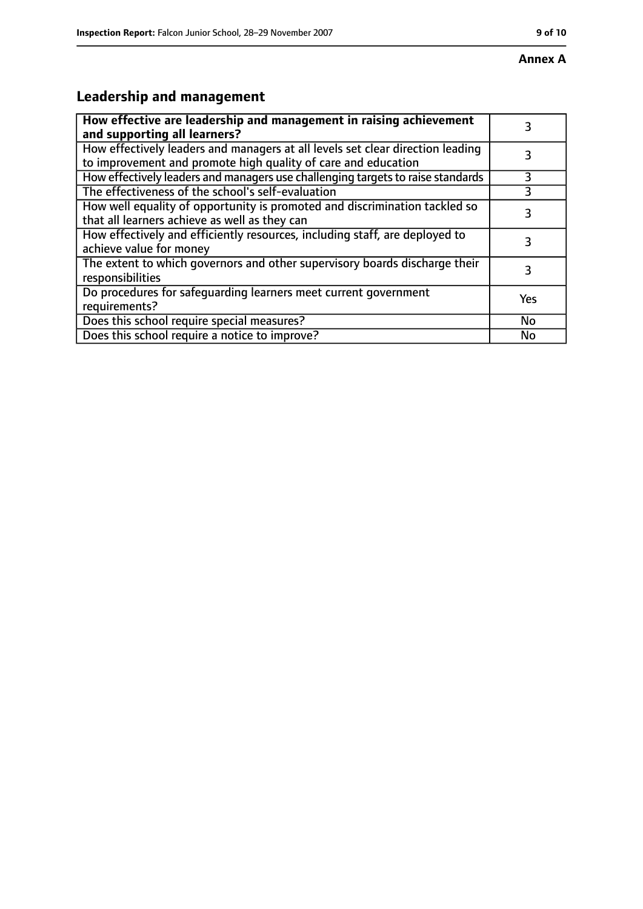**Annex A**

## Leadership and management

| **How effective are leadership and management in raising achievement and supporting all learners?** | 3 |
|---|---|
| How effectively leaders and managers at all levels set clear direction leading to improvement and promote high quality of care and education | 3 |
| How effectively leaders and managers use challenging targets to raise standards | 3 |
| The effectiveness of the school's self-evaluation | 3 |
| How well equality of opportunity is promoted and discrimination tackled so that all learners achieve as well as they can | 3 |
| How effectively and efficiently resources, including staff, are deployed to achieve value for money | 3 |
| The extent to which governors and other supervisory boards discharge their responsibilities | 3 |
| Do procedures for safeguarding learners meet current government requirements? | Yes |
| Does this school require special measures? | No |
| Does this school require a notice to improve? | No |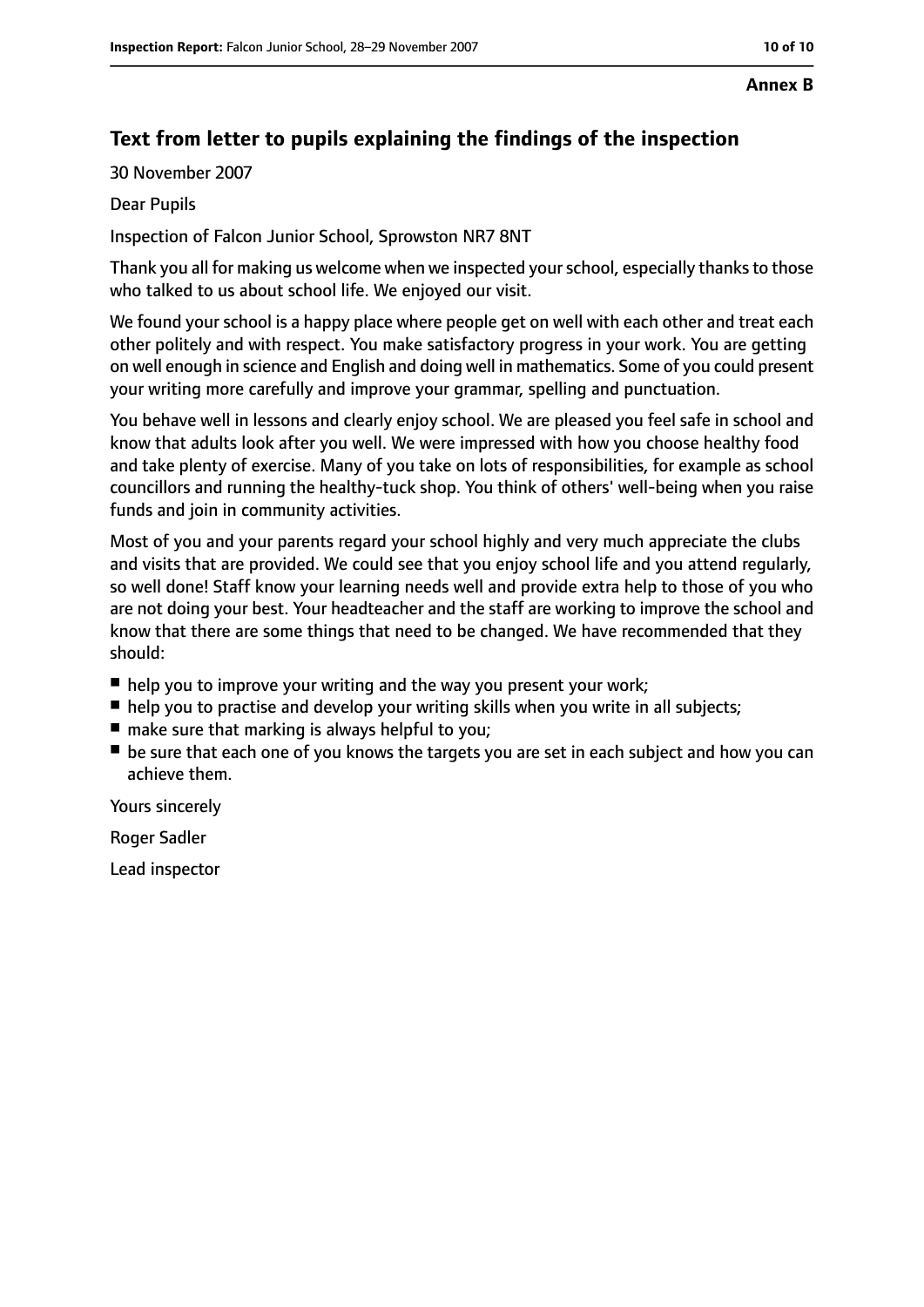**Annex B**

## Text from letter to pupils explaining the findings of the inspection

30 November 2007

Dear Pupils

Inspection of Falcon Junior School, Sprowston NR7 8NT

Thank you all for making us welcome when we inspected your school, especially thanks to those who talked to us about school life. We enjoyed our visit.

We found your school is a happy place where people get on well with each other and treat each other politely and with respect. You make satisfactory progress in your work. You are getting on well enough in science and English and doing well in mathematics. Some of you could present your writing more carefully and improve your grammar, spelling and punctuation.

You behave well in lessons and clearly enjoy school. We are pleased you feel safe in school and know that adults look after you well. We were impressed with how you choose healthy food and take plenty of exercise. Many of you take on lots of responsibilities, for example as school councillors and running the healthy-tuck shop. You think of others' well-being when you raise funds and join in community activities.

Most of you and your parents regard your school highly and very much appreciate the clubs and visits that are provided. We could see that you enjoy school life and you attend regularly, so well done! Staff know your learning needs well and provide extra help to those of you who are not doing your best. Your headteacher and the staff are working to improve the school and know that there are some things that need to be changed. We have recommended that they should:

- help you to improve your writing and the way you present your work;
- help you to practise and develop your writing skills when you write in all subjects;
- make sure that marking is always helpful to you;
- be sure that each one of you knows the targets you are set in each subject and how you can achieve them.

Yours sincerely

Roger Sadler

Lead inspector